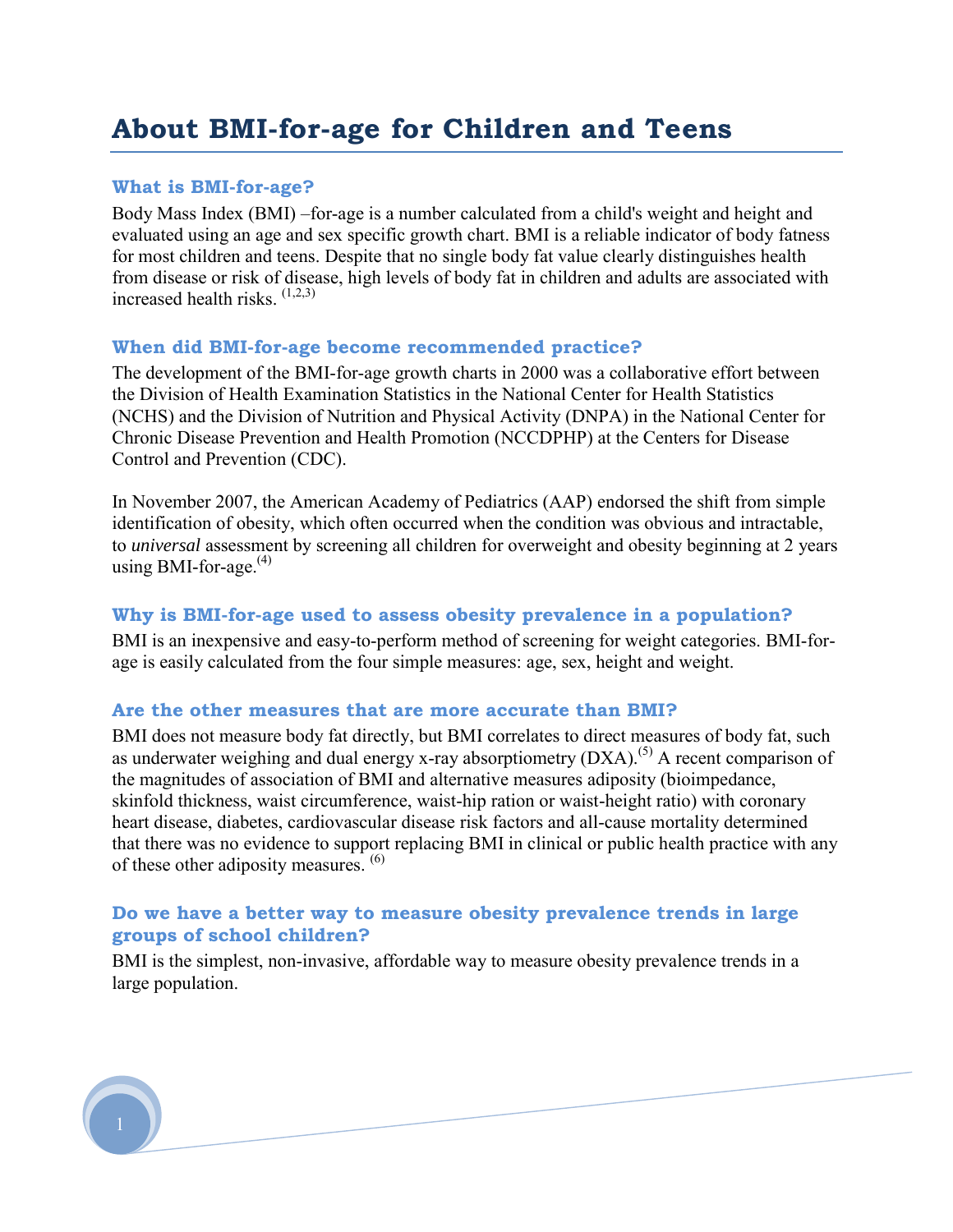# About BMI-for-age for Children and Teens

## What is BMI-for-age?

Body Mass Index (BMI) –for-age is a number calculated from a child's weight and height and evaluated using an age and sex specific growth chart. BMI is a reliable indicator of body fatness for most children and teens. Despite that no single body fat value clearly distinguishes health from disease or risk of disease, high levels of body fat in children and adults are associated with increased health risks. [1,2,3]

## When did BMI-for-age become recommended practice?

The development of the BMI-for-age growth charts in 2000 was a collaborative effort between the Division of Health Examination Statistics in the National Center for Health Statistics (NCHS) and the Division of Nutrition and Physical Activity (DNPA) in the National Center for Chronic Disease Prevention and Health Promotion (NCCDPHP) at the Centers for Disease Control and Prevention (CDC).

In November 2007, the American Academy of Pediatrics (AAP) endorsed the shift from simple identification of obesity, which often occurred when the condition was obvious and intractable, to *universal* assessment by screening all children for overweight and obesity beginning at 2 years using BMI-for-age.[4]

## Why is BMI-for-age used to assess obesity prevalence in a population?

BMI is an inexpensive and easy-to-perform method of screening for weight categories. BMI-for-age is easily calculated from the four simple measures: age, sex, height and weight.

## Are the other measures that are more accurate than BMI?

BMI does not measure body fat directly, but BMI correlates to direct measures of body fat, such as underwater weighing and dual energy x-ray absorptiometry (DXA).[5] A recent comparison of the magnitudes of association of BMI and alternative measures adiposity (bioimpedance, skinfold thickness, waist circumference, waist-hip ration or waist-height ratio) with coronary heart disease, diabetes, cardiovascular disease risk factors and all-cause mortality determined that there was no evidence to support replacing BMI in clinical or public health practice with any of these other adiposity measures. [6]

## Do we have a better way to measure obesity prevalence trends in large groups of school children?

BMI is the simplest, non-invasive, affordable way to measure obesity prevalence trends in a large population.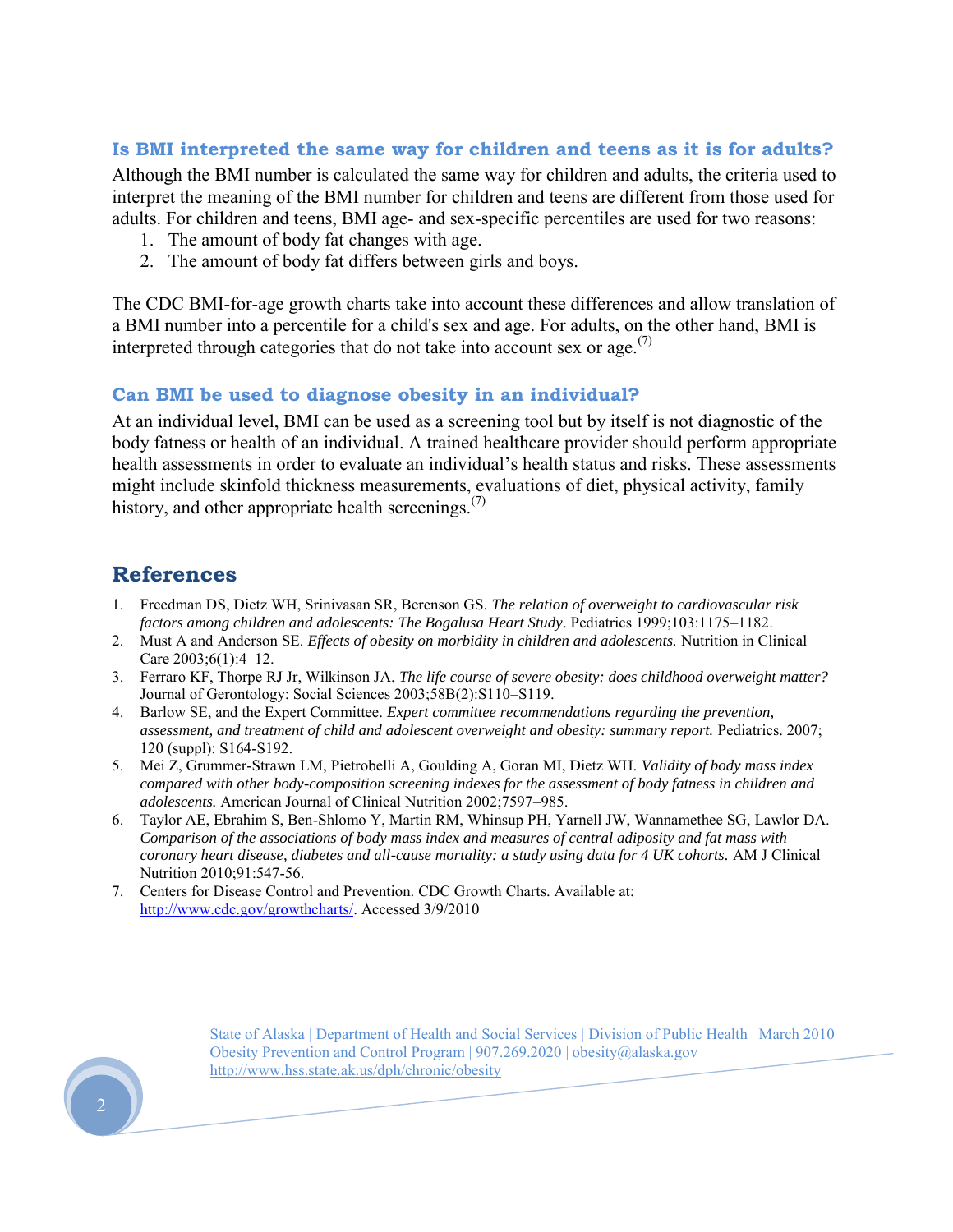### Is BMI interpreted the same way for children and teens as it is for adults?

Although the BMI number is calculated the same way for children and adults, the criteria used to interpret the meaning of the BMI number for children and teens are different from those used for adults. For children and teens, BMI age- and sex-specific percentiles are used for two reasons:

1. The amount of body fat changes with age.
2. The amount of body fat differs between girls and boys.

The CDC BMI-for-age growth charts take into account these differences and allow translation of a BMI number into a percentile for a child's sex and age. For adults, on the other hand, BMI is interpreted through categories that do not take into account sex or age.[7]

### Can BMI be used to diagnose obesity in an individual?

At an individual level, BMI can be used as a screening tool but by itself is not diagnostic of the body fatness or health of an individual. A trained healthcare provider should perform appropriate health assessments in order to evaluate an individual's health status and risks. These assessments might include skinfold thickness measurements, evaluations of diet, physical activity, family history, and other appropriate health screenings.[7]

## References

1. Freedman DS, Dietz WH, Srinivasan SR, Berenson GS. *The relation of overweight to cardiovascular risk factors among children and adolescents: The Bogalusa Heart Study*. Pediatrics 1999;103:1175–1182.
2. Must A and Anderson SE. *Effects of obesity on morbidity in children and adolescents.* Nutrition in Clinical Care 2003;6(1):4–12.
3. Ferraro KF, Thorpe RJ Jr, Wilkinson JA. *The life course of severe obesity: does childhood overweight matter?* Journal of Gerontology: Social Sciences 2003;58B(2):S110–S119.
4. Barlow SE, and the Expert Committee. *Expert committee recommendations regarding the prevention, assessment, and treatment of child and adolescent overweight and obesity: summary report.* Pediatrics. 2007; 120 (suppl): S164-S192.
5. Mei Z, Grummer-Strawn LM, Pietrobelli A, Goulding A, Goran MI, Dietz WH. *Validity of body mass index compared with other body-composition screening indexes for the assessment of body fatness in children and adolescents.* American Journal of Clinical Nutrition 2002;7597–985.
6. Taylor AE, Ebrahim S, Ben-Shlomo Y, Martin RM, Whinsup PH, Yarnell JW, Wannamethee SG, Lawlor DA. *Comparison of the associations of body mass index and measures of central adiposity and fat mass with coronary heart disease, diabetes and all-cause mortality: a study using data for 4 UK cohorts.* AM J Clinical Nutrition 2010;91:547-56.
7. Centers for Disease Control and Prevention. CDC Growth Charts. Available at: http://www.cdc.gov/growthcharts/. Accessed 3/9/2010

State of Alaska | Department of Health and Social Services | Division of Public Health | March 2010
Obesity Prevention and Control Program | 907.269.2020 | obesity@alaska.gov
http://www.hss.state.ak.us/dph/chronic/obesity